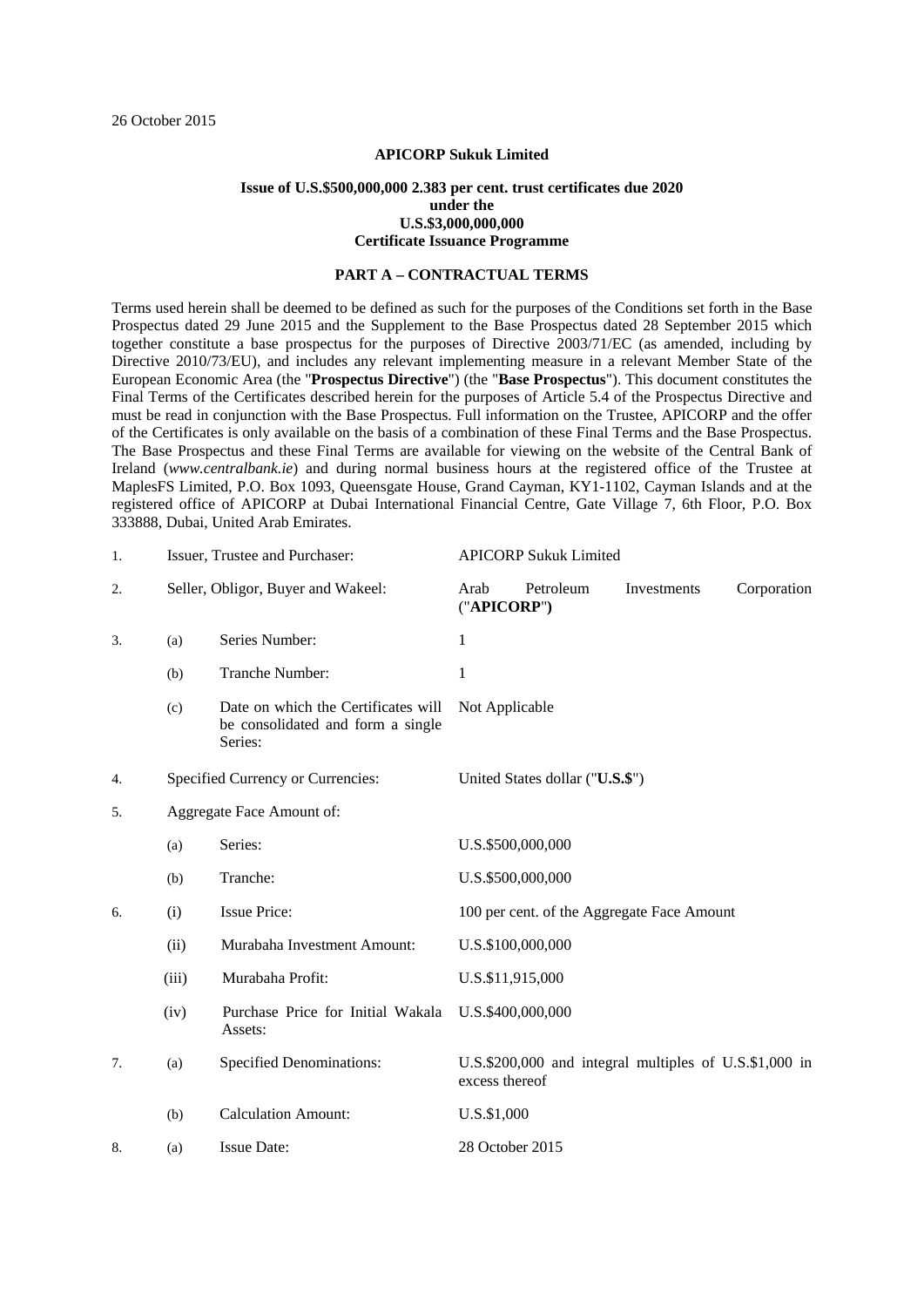26 October 2015

**APICORP Sukuk Limited**

**Issue of U.S.$500,000,000 2.383 per cent. trust certificates due 2020**
**under the**
**U.S.$3,000,000,000**
**Certificate Issuance Programme**

**PART A – CONTRACTUAL TERMS**

Terms used herein shall be deemed to be defined as such for the purposes of the Conditions set forth in the Base Prospectus dated 29 June 2015 and the Supplement to the Base Prospectus dated 28 September 2015 which together constitute a base prospectus for the purposes of Directive 2003/71/EC (as amended, including by Directive 2010/73/EU), and includes any relevant implementing measure in a relevant Member State of the European Economic Area (the "**Prospectus Directive**") (the "**Base Prospectus**"). This document constitutes the Final Terms of the Certificates described herein for the purposes of Article 5.4 of the Prospectus Directive and must be read in conjunction with the Base Prospectus. Full information on the Trustee, APICORP and the offer of the Certificates is only available on the basis of a combination of these Final Terms and the Base Prospectus. The Base Prospectus and these Final Terms are available for viewing on the website of the Central Bank of Ireland (*www.centralbank.ie*) and during normal business hours at the registered office of the Trustee at MaplesFS Limited, P.O. Box 1093, Queensgate House, Grand Cayman, KY1-1102, Cayman Islands and at the registered office of APICORP at Dubai International Financial Centre, Gate Village 7, 6th Floor, P.O. Box 333888, Dubai, United Arab Emirates.

| | | | |
|---|---|---|---|
| 1. | Issuer, Trustee and Purchaser: | | APICORP Sukuk Limited |
| 2. | Seller, Obligor, Buyer and Wakeel: | | Arab Petroleum Investments Corporation ("**APICORP**") |
| 3. | (a) | Series Number: | 1 |
| | (b) | Tranche Number: | 1 |
| | (c) | Date on which the Certificates will be consolidated and form a single Series: | Not Applicable |
| 4. | Specified Currency or Currencies: | | United States dollar ("**U.S.$**") |
| 5. | Aggregate Face Amount of: | | |
| | (a) | Series: | U.S.$500,000,000 |
| | (b) | Tranche: | U.S.$500,000,000 |
| 6. | (i) | Issue Price: | 100 per cent. of the Aggregate Face Amount |
| | (ii) | Murabaha Investment Amount: | U.S.$100,000,000 |
| | (iii) | Murabaha Profit: | U.S.$11,915,000 |
| | (iv) | Purchase Price for Initial Wakala Assets: | U.S.$400,000,000 |
| 7. | (a) | Specified Denominations: | U.S.$200,000 and integral multiples of U.S.$1,000 in excess thereof |
| | (b) | Calculation Amount: | U.S.$1,000 |
| 8. | (a) | Issue Date: | 28 October 2015 |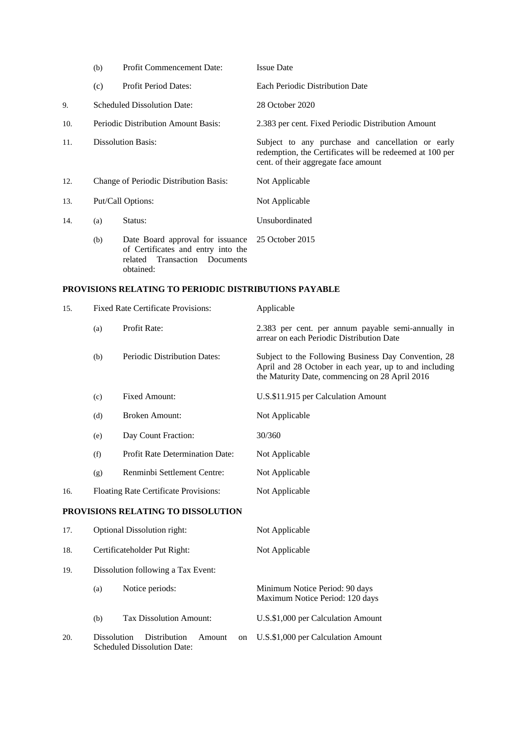| | | | |
|---|---|---|---|
| | (b) | Profit Commencement Date: | Issue Date |
| | (c) | Profit Period Dates: | Each Periodic Distribution Date |
| 9. | Scheduled Dissolution Date: | | 28 October 2020 |
| 10. | Periodic Distribution Amount Basis: | | 2.383 per cent. Fixed Periodic Distribution Amount |
| 11. | Dissolution Basis: | | Subject to any purchase and cancellation or early redemption, the Certificates will be redeemed at 100 per cent. of their aggregate face amount |
| 12. | Change of Periodic Distribution Basis: | | Not Applicable |
| 13. | Put/Call Options: | | Not Applicable |
| 14. | (a) | Status: | Unsubordinated |
| | (b) | Date Board approval for issuance of Certificates and entry into the related Transaction Documents obtained: | 25 October 2015 |

**PROVISIONS RELATING TO PERIODIC DISTRIBUTIONS PAYABLE**

| | | | |
|---|---|---|---|
| 15. | Fixed Rate Certificate Provisions: | | Applicable |
| | (a) | Profit Rate: | 2.383 per cent. per annum payable semi-annually in arrear on each Periodic Distribution Date |
| | (b) | Periodic Distribution Dates: | Subject to the Following Business Day Convention, 28 April and 28 October in each year, up to and including the Maturity Date, commencing on 28 April 2016 |
| | (c) | Fixed Amount: | U.S.$11.915 per Calculation Amount |
| | (d) | Broken Amount: | Not Applicable |
| | (e) | Day Count Fraction: | 30/360 |
| | (f) | Profit Rate Determination Date: | Not Applicable |
| | (g) | Renminbi Settlement Centre: | Not Applicable |
| 16. | Floating Rate Certificate Provisions: | | Not Applicable |

**PROVISIONS RELATING TO DISSOLUTION**

| | | | |
|---|---|---|---|
| 17. | Optional Dissolution right: | | Not Applicable |
| 18. | Certificateholder Put Right: | | Not Applicable |
| 19. | Dissolution following a Tax Event: | | |
| | (a) | Notice periods: | Minimum Notice Period: 90 days<br>Maximum Notice Period: 120 days |
| | (b) | Tax Dissolution Amount: | U.S.$1,000 per Calculation Amount |
| 20. | Dissolution Distribution Amount on Scheduled Dissolution Date: | | U.S.$1,000 per Calculation Amount |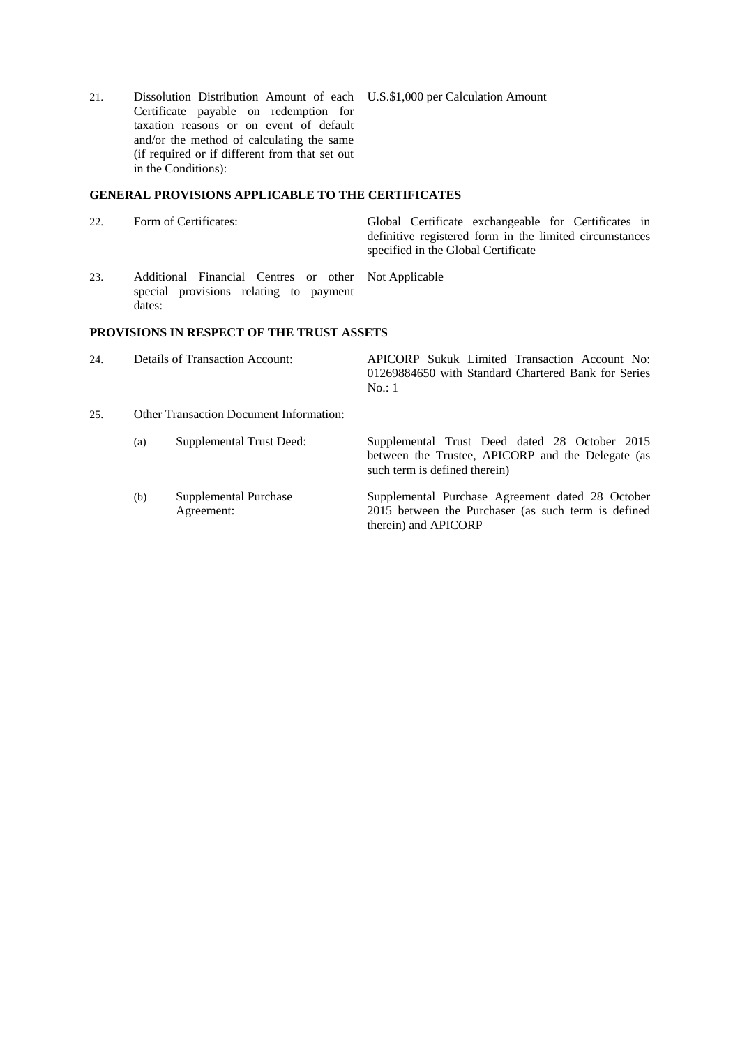| | | |
|---|---|---|
| 21. | Dissolution Distribution Amount of each Certificate payable on redemption for taxation reasons or on event of default and/or the method of calculating the same (if required or if different from that set out in the Conditions): | U.S.$1,000 per Calculation Amount |

**GENERAL PROVISIONS APPLICABLE TO THE CERTIFICATES**

| | | |
|---|---|---|
| 22. | Form of Certificates: | Global Certificate exchangeable for Certificates in definitive registered form in the limited circumstances specified in the Global Certificate |
| 23. | Additional Financial Centres or other special provisions relating to payment dates: | Not Applicable |

**PROVISIONS IN RESPECT OF THE TRUST ASSETS**

| | | | |
|---|---|---|---|
| 24. | Details of Transaction Account: | | APICORP Sukuk Limited Transaction Account No: 01269884650 with Standard Chartered Bank for Series No.: 1 |
| 25. | Other Transaction Document Information: | | |
| | (a) | Supplemental Trust Deed: | Supplemental Trust Deed dated 28 October 2015 between the Trustee, APICORP and the Delegate (as such term is defined therein) |
| | (b) | Supplemental Purchase Agreement: | Supplemental Purchase Agreement dated 28 October 2015 between the Purchaser (as such term is defined therein) and APICORP |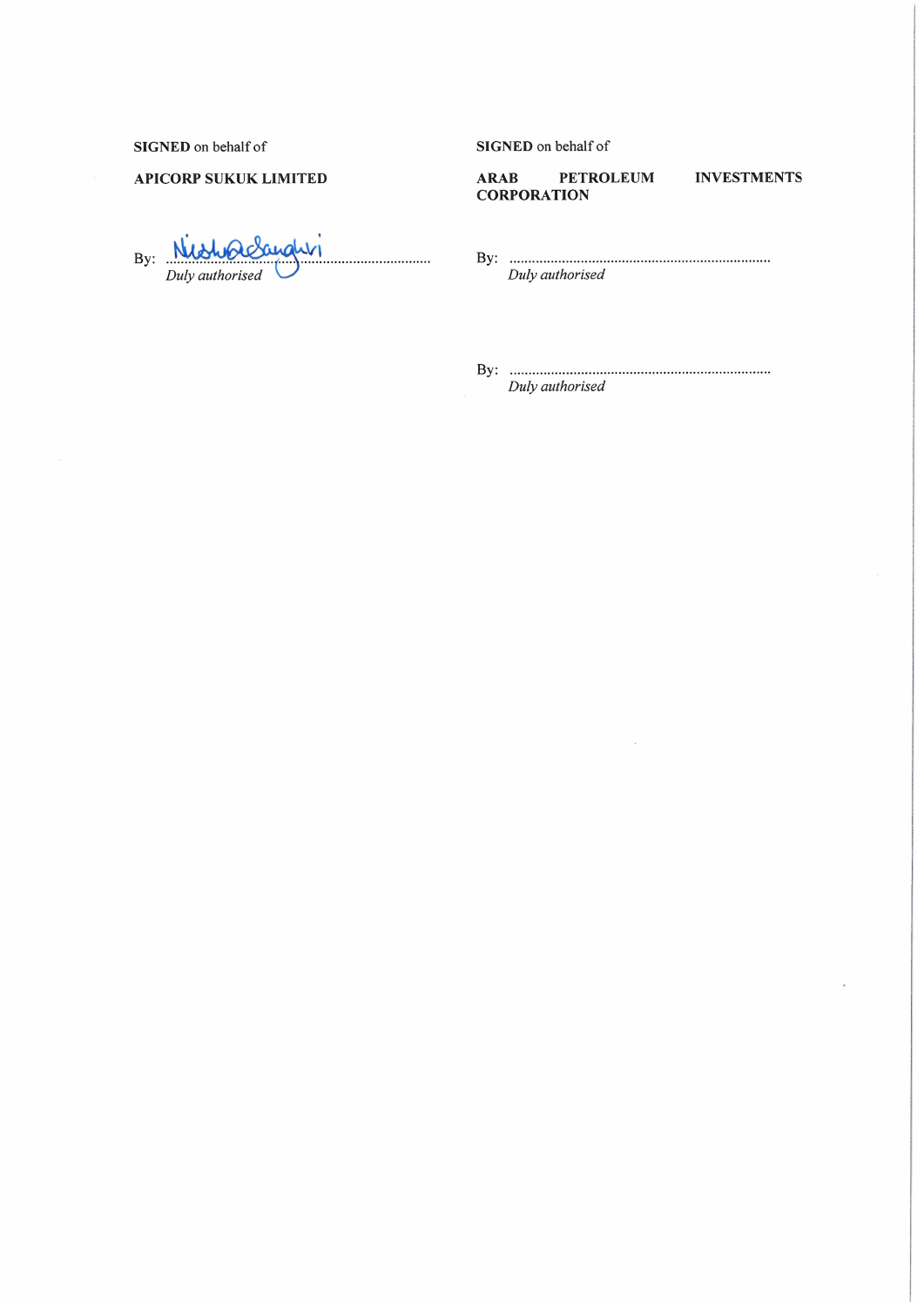**SIGNED** on behalf of

**APICORP SUKUK LIMITED**

By: ..................................................
*Duly authorised*

**SIGNED** on behalf of

**ARAB PETROLEUM INVESTMENTS CORPORATION**

By: ..................................................
*Duly authorised*

By: ..................................................
*Duly authorised*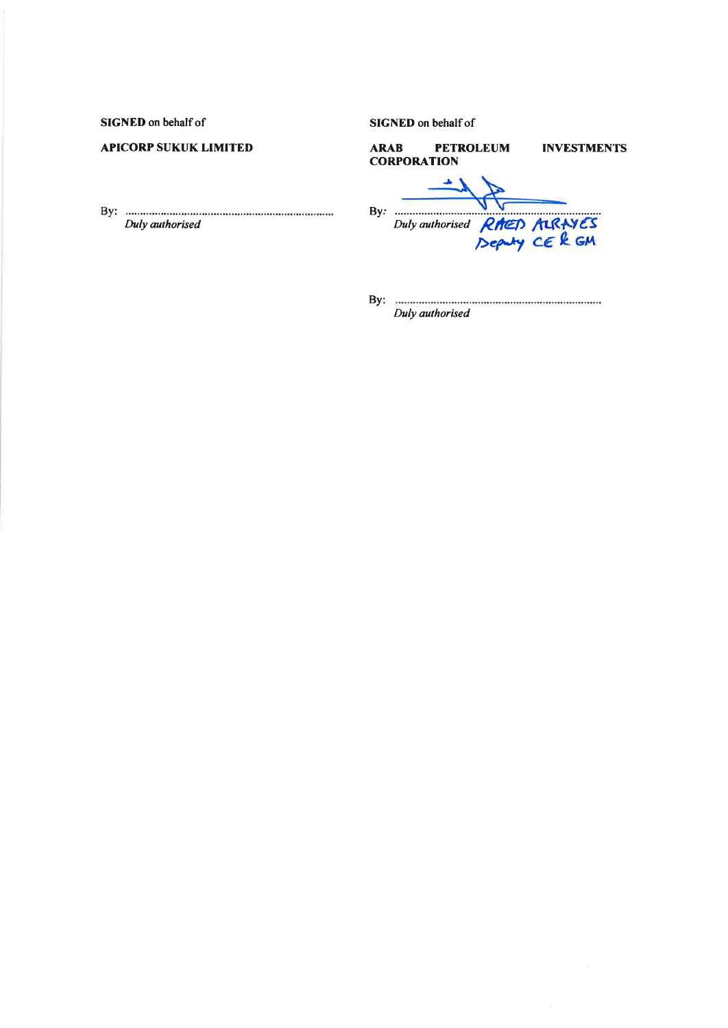**SIGNED** on behalf of

**APICORP SUKUK LIMITED**

By: ..........................................................................
*Duly authorised*

**SIGNED** on behalf of

**ARAB PETROLEUM INVESTMENTS CORPORATION**

By: ..........................................................................
*Duly authorised* RAED ALRAYES
Deputy CE & GM

By: ..........................................................................
*Duly authorised*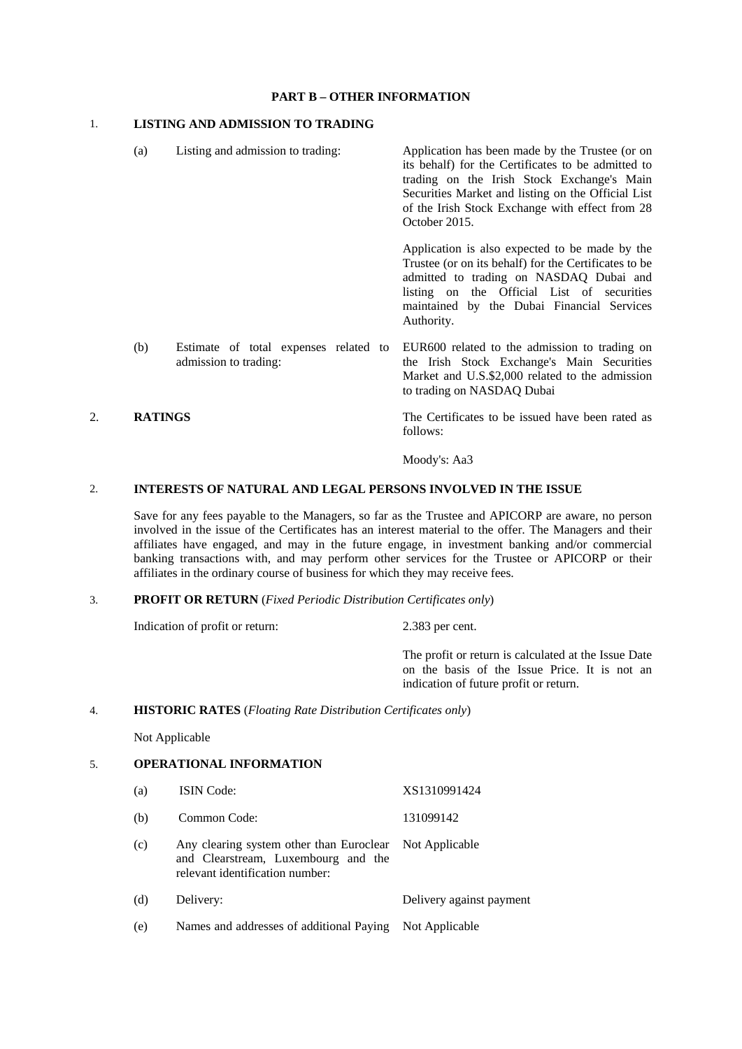**PART B – OTHER INFORMATION**

1. **LISTING AND ADMISSION TO TRADING**

| | | |
|---|---|---|
| (a) | Listing and admission to trading: | Application has been made by the Trustee (or on its behalf) for the Certificates to be admitted to trading on the Irish Stock Exchange's Main Securities Market and listing on the Official List of the Irish Stock Exchange with effect from 28 October 2015.<br><br>Application is also expected to be made by the Trustee (or on its behalf) for the Certificates to be admitted to trading on NASDAQ Dubai and listing on the Official List of securities maintained by the Dubai Financial Services Authority. |
| (b) | Estimate of total expenses related to admission to trading: | EUR600 related to the admission to trading on the Irish Stock Exchange's Main Securities Market and U.S.$2,000 related to the admission to trading on NASDAQ Dubai |

2. **RATINGS**

The Certificates to be issued have been rated as follows:

Moody's: Aa3

2. **INTERESTS OF NATURAL AND LEGAL PERSONS INVOLVED IN THE ISSUE**

Save for any fees payable to the Managers, so far as the Trustee and APICORP are aware, no person involved in the issue of the Certificates has an interest material to the offer. The Managers and their affiliates have engaged, and may in the future engage, in investment banking and/or commercial banking transactions with, and may perform other services for the Trustee or APICORP or their affiliates in the ordinary course of business for which they may receive fees.

3. **PROFIT OR RETURN** (*Fixed Periodic Distribution Certificates only*)

| | |
|---|---|
| Indication of profit or return: | 2.383 per cent.<br><br>The profit or return is calculated at the Issue Date on the basis of the Issue Price. It is not an indication of future profit or return. |

4. **HISTORIC RATES** (*Floating Rate Distribution Certificates only*)

Not Applicable

5. **OPERATIONAL INFORMATION**

| | | |
|---|---|---|
| (a) | ISIN Code: | XS1310991424 |
| (b) | Common Code: | 131099142 |
| (c) | Any clearing system other than Euroclear and Clearstream, Luxembourg and the relevant identification number: | Not Applicable |
| (d) | Delivery: | Delivery against payment |
| (e) | Names and addresses of additional Paying | Not Applicable |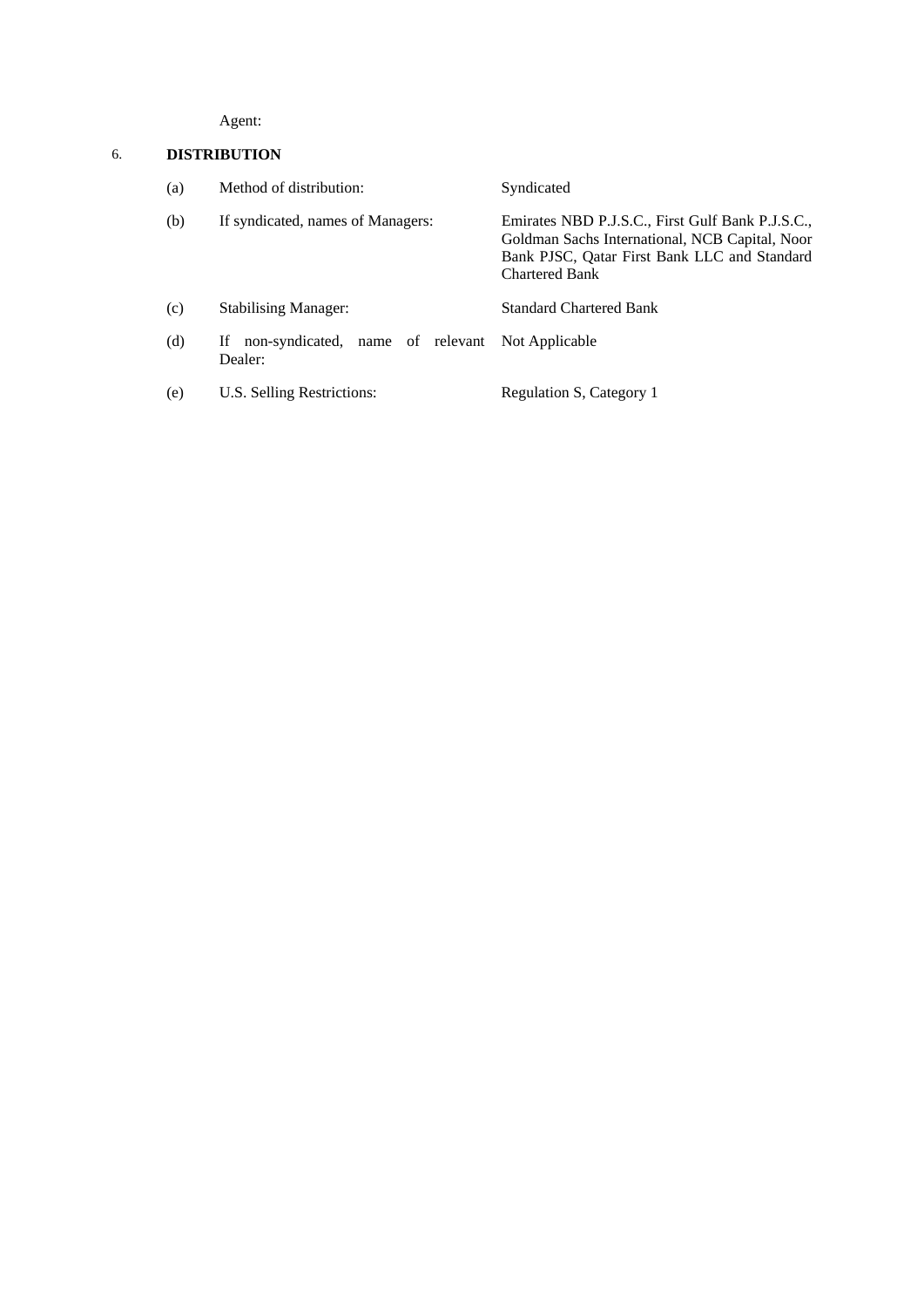Agent:

## 6. DISTRIBUTION

| | | |
|---|---|---|
| (a) | Method of distribution: | Syndicated |
| (b) | If syndicated, names of Managers: | Emirates NBD P.J.S.C., First Gulf Bank P.J.S.C., Goldman Sachs International, NCB Capital, Noor Bank PJSC, Qatar First Bank LLC and Standard Chartered Bank |
| (c) | Stabilising Manager: | Standard Chartered Bank |
| (d) | If non-syndicated, name of relevant Dealer: | Not Applicable |
| (e) | U.S. Selling Restrictions: | Regulation S, Category 1 |